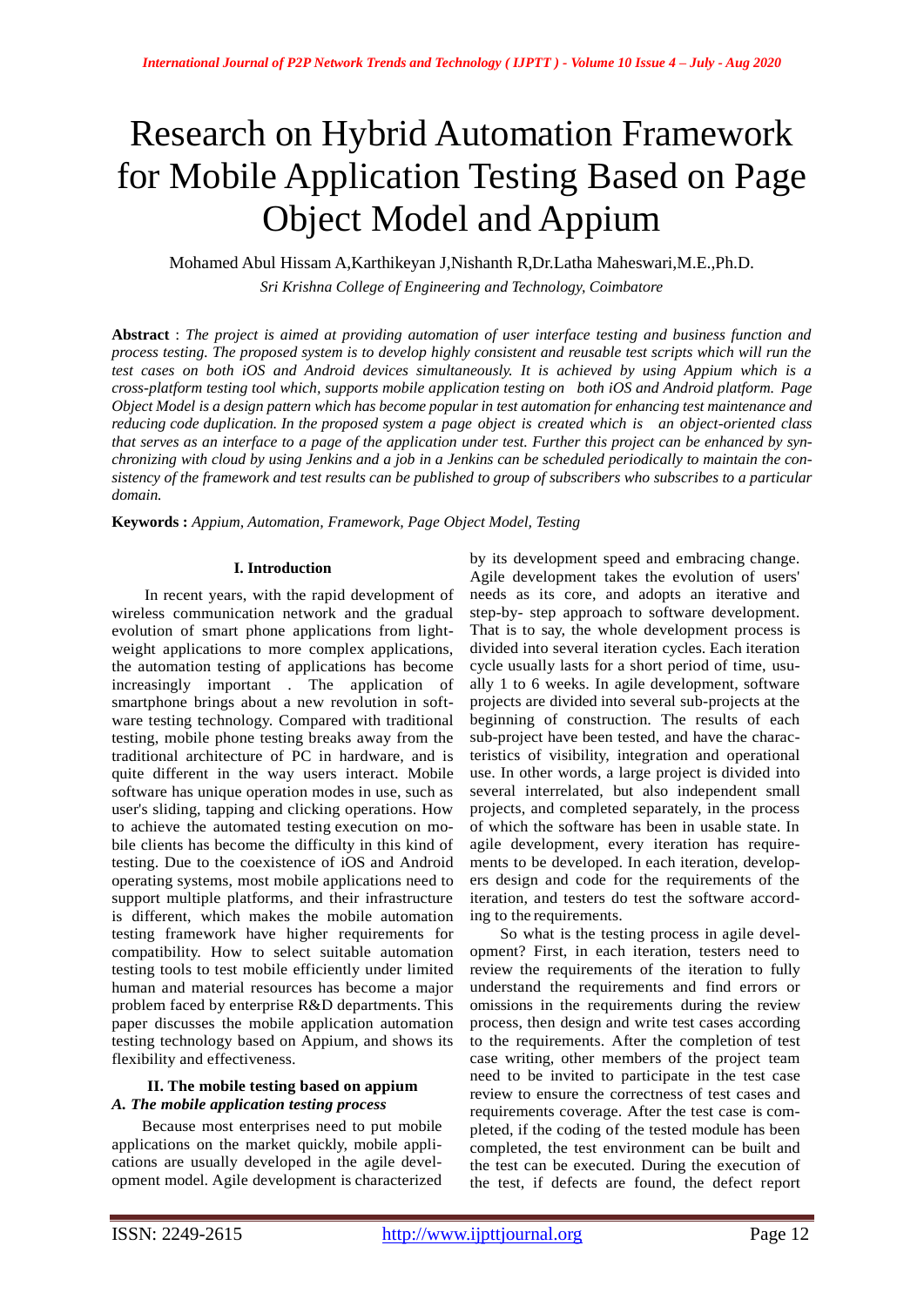# Research on Hybrid Automation Framework for Mobile Application Testing Based on Page Object Model and Appium

Mohamed Abul Hissam A,Karthikeyan J,Nishanth R,Dr.Latha Maheswari,M.E.,Ph.D.

*Sri Krishna College of Engineering and Technology, Coimbatore*

**Abstract** : *The project is aimed at providing automation of user interface testing and business function and process testing. The proposed system is to develop highly consistent and reusable test scripts which will run the test cases on both iOS and Android devices simultaneously. It is achieved by using Appium which is a cross-platform testing tool which, supports mobile application testing on both iOS and Android platform. Page Object Model is a design pattern which has become popular in test automation for enhancing test maintenance and reducing code duplication. In the proposed system a page object is created which is an object-oriented class that serves as an interface to a page of the application under test. Further this project can be enhanced by synchronizing with cloud by using Jenkins and a job in a Jenkins can be scheduled periodically to maintain the consistency of the framework and test results can be published to group of subscribers who subscribes to a particular domain.*

**Keywords :** *Appium, Automation, Framework, Page Object Model, Testing*

## I. Introduction

In recent years, with the rapid development of wireless communication network and the gradual evolution of smart phone applications from lightweight applications to more complex applications, the automation testing of applications has become increasingly important . The application of smartphone brings about a new revolution in software testing technology. Compared with traditional testing, mobile phone testing breaks away from the traditional architecture of PC in hardware, and is quite different in the way users interact. Mobile software has unique operation modes in use, such as user's sliding, tapping and clicking operations. How to achieve the automated testing execution on mobile clients has become the difficulty in this kind of testing. Due to the coexistence of iOS and Android operating systems, most mobile applications need to support multiple platforms, and their infrastructure is different, which makes the mobile automation testing framework have higher requirements for compatibility. How to select suitable automation testing tools to test mobile efficiently under limited human and material resources has become a major problem faced by enterprise R&D departments. This paper discusses the mobile application automation testing technology based on Appium, and shows its flexibility and effectiveness.

## II. The mobile testing based on appium

### *A. The mobile application testing process*

Because most enterprises need to put mobile applications on the market quickly, mobile applications are usually developed in the agile development model. Agile development is characterized by its development speed and embracing change. Agile development takes the evolution of users' needs as its core, and adopts an iterative and step-by- step approach to software development. That is to say, the whole development process is divided into several iteration cycles. Each iteration cycle usually lasts for a short period of time, usually 1 to 6 weeks. In agile development, software projects are divided into several sub-projects at the beginning of construction. The results of each sub-project have been tested, and have the characteristics of visibility, integration and operational use. In other words, a large project is divided into several interrelated, but also independent small projects, and completed separately, in the process of which the software has been in usable state. In agile development, every iteration has requirements to be developed. In each iteration, developers design and code for the requirements of the iteration, and testers do test the software according to the requirements.

So what is the testing process in agile development? First, in each iteration, testers need to review the requirements of the iteration to fully understand the requirements and find errors or omissions in the requirements during the review process, then design and write test cases according to the requirements. After the completion of test case writing, other members of the project team need to be invited to participate in the test case review to ensure the correctness of test cases and requirements coverage. After the test case is completed, the coding of the tested module has been completed, the test environment can be built and the test can be executed. During the execution of the test, if defects are found, the defect report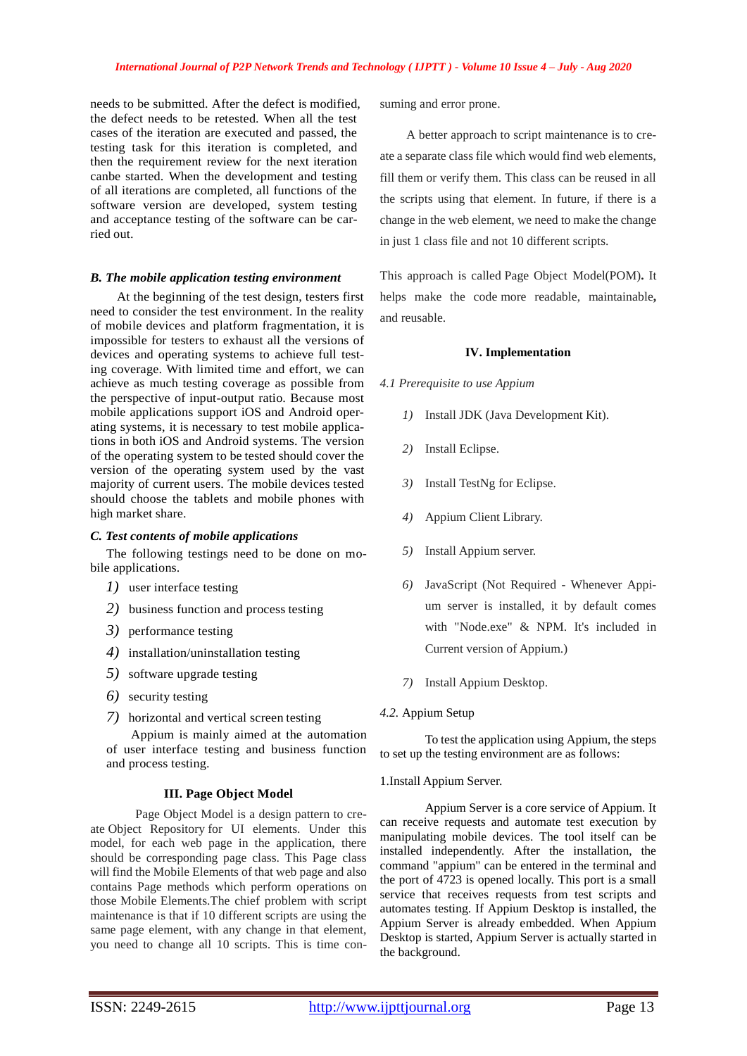needs to be submitted. After the defect is modified, the defect needs to be retested. When all the test cases of the iteration are executed and passed, the testing task for this iteration is completed, and then the requirement review for the next iteration canbe started. When the development and testing of all iterations are completed, all functions of the software version are developed, system testing and acceptance testing of the software can be carried out.

### *B. The mobile application testing environment*

At the beginning of the test design, testers first need to consider the test environment. In the reality of mobile devices and platform fragmentation, it is impossible for testers to exhaust all the versions of devices and operating systems to achieve full testing coverage. With limited time and effort, we can achieve as much testing coverage as possible from the perspective of input-output ratio. Because most mobile applications support iOS and Android operating systems, it is necessary to test mobile applications in both iOS and Android systems. The version of the operating system to be tested should cover the version of the operating system used by the vast majority of current users. The mobile devices tested should choose the tablets and mobile phones with high market share.

### *C. Test contents of mobile applications*

The following testings need to be done on mobile applications.

1) user interface testing
2) business function and process testing
3) performance testing
4) installation/uninstallation testing
5) software upgrade testing
6) security testing
7) horizontal and vertical screen testing

Appium is mainly aimed at the automation of user interface testing and business function and process testing.

## III. Page Object Model

Page Object Model is a design pattern to create Object Repository for UI elements. Under this model, for each web page in the application, there should be corresponding page class. This Page class will find the Mobile Elements of that web page and also contains Page methods which perform operations on those Mobile Elements.The chief problem with script maintenance is that if 10 different scripts are using the same page element, with any change in that element, you need to change all 10 scripts. This is time consuming and error prone.

A better approach to script maintenance is to create a separate class file which would find web elements, fill them or verify them. This class can be reused in all the scripts using that element. In future, if there is a change in the web element, we need to make the change in just 1 class file and not 10 different scripts.

This approach is called Page Object Model(POM). It helps make the code more readable, maintainable, and reusable.

## IV. Implementation

### *4.1 Prerequisite to use Appium*

1) Install JDK (Java Development Kit).
2) Install Eclipse.
3) Install TestNg for Eclipse.
4) Appium Client Library.
5) Install Appium server.
6) JavaScript (Not Required - Whenever Appium server is installed, it by default comes with "Node.exe" & NPM. It's included in Current version of Appium.)
7) Install Appium Desktop.

### *4.2.* Appium Setup

To test the application using Appium, the steps to set up the testing environment are as follows:

1.Install Appium Server.

Appium Server is a core service of Appium. It can receive requests and automate test execution by manipulating mobile devices. The tool itself can be installed independently. After the installation, the command "appium" can be entered in the terminal and the port of 4723 is opened locally. This port is a small service that receives requests from test scripts and automates testing. If Appium Desktop is installed, the Appium Server is already embedded. When Appium Desktop is started, Appium Server is actually started in the background.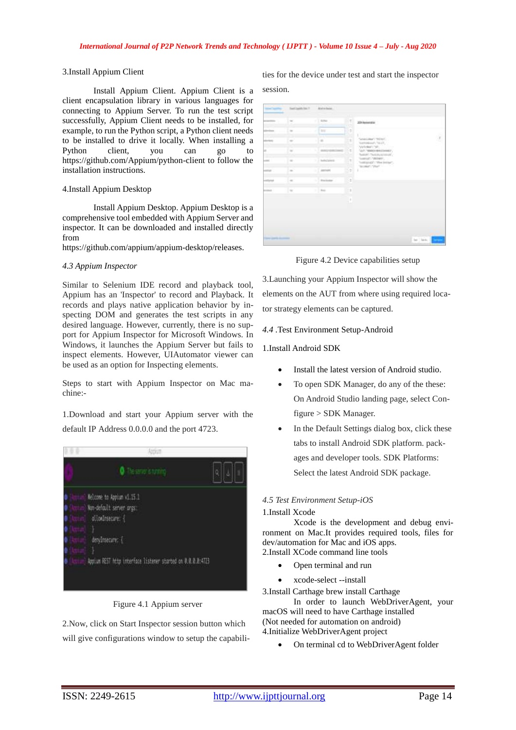3.Install Appium Client

Install Appium Client. Appium Client is a client encapsulation library in various languages for connecting to Appium Server. To run the test script successfully, Appium Client needs to be installed, for example, to run the Python script, a Python client needs to be installed to drive it locally. When installing a Python client, you can go to https://github.com/Appium/python-client to follow the installation instructions.

4.Install Appium Desktop

Install Appium Desktop. Appium Desktop is a comprehensive tool embedded with Appium Server and inspector. It can be downloaded and installed directly from https://github.com/appium/appium-desktop/releases.

*4.3 Appium Inspector*

Similar to Selenium IDE record and playback tool, Appium has an 'Inspector' to record and Playback. It records and plays native application behavior by inspecting DOM and generates the test scripts in any desired language. However, currently, there is no support for Appium Inspector for Microsoft Windows. In Windows, it launches the Appium Server but fails to inspect elements. However, UIAutomator viewer can be used as an option for Inspecting elements.

Steps to start with Appium Inspector on Mac machine:-

1.Download and start your Appium server with the default IP Address 0.0.0.0 and the port 4723.

Figure 4.1 Appium server

2.Now, click on Start Inspector session button which will give configurations window to setup the capabilities for the device under test and start the inspector session.

Figure 4.2 Device capabilities setup

3.Launching your Appium Inspector will show the elements on the AUT from where using required locator strategy elements can be captured.

*4.4* .Test Environment Setup-Android

1.Install Android SDK

- Install the latest version of Android studio.
- To open SDK Manager, do any of the these: On Android Studio landing page, select Configure > SDK Manager.
- In the Default Settings dialog box, click these tabs to install Android SDK platform. packages and developer tools. SDK Platforms: Select the latest Android SDK package.

*4.5 Test Environment Setup-iOS*

1.Install Xcode

Xcode is the development and debug environment on Mac.It provides required tools, files for dev/automation for Mac and iOS apps.

2.Install XCode command line tools

- Open terminal and run
- xcode-select --install

3.Install Carthage brew install Carthage

In order to launch WebDriverAgent, your macOS will need to have Carthage installed (Not needed for automation on android)

4.Initialize WebDriverAgent project

- On terminal cd to WebDriverAgent folder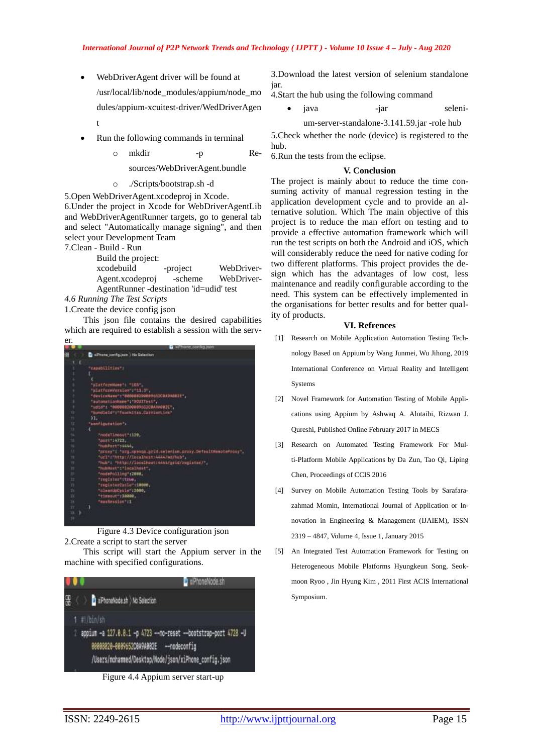- WebDriverAgent driver will be found at /usr/local/lib/node_modules/appium/node_modules/appium-xcuitest-driver/WedDriverAgent
- Run the following commands in terminal
  - mkdir -p Resources/WebDriverAgent.bundle
  - ./Scripts/bootstrap.sh -d

5.Open WebDriverAgent.xcodeproj in Xcode.
6.Under the project in Xcode for WebDriverAgentLib and WebDriverAgentRunner targets, go to general tab and select "Automatically manage signing", and then select your Development Team
7.Clean - Build - Run

Build the project:
xcodebuild -project WebDriverAgent.xcodeproj -scheme WebDriverAgentRunner -destination 'id=udid' test

*4.6 Running The Test Scripts*

1.Create the device config json

This json file contains the desired capabilities which are required to establish a session with the server.

Figure 4.3 Device configuration json

2.Create a script to start the server

This script will start the Appium server in the machine with specified configurations.

Figure 4.4 Appium server start-up

3.Download the latest version of selenium standalone jar.
4.Start the hub using the following command

- java -jar selenium-server-standalone-3.141.59.jar -role hub

5.Check whether the node (device) is registered to the hub.
6.Run the tests from the eclipse.

## V. Conclusion

The project is mainly about to reduce the time consuming activity of manual regression testing in the application development cycle and to provide an alternative solution. Which The main objective of this project is to reduce the man effort on testing and to provide a effective automation framework which will run the test scripts on both the Android and iOS, which will considerably reduce the need for native coding for two different platforms. This project provides the design which has the advantages of low cost, less maintenance and readily configurable according to the need. This system can be effectively implemented in the organisations for better results and for better quality of products.

## VI. Refrences

[1] Research on Mobile Application Automation Testing Technology Based on Appium by Wang Junmei, Wu Jihong, 2019 International Conference on Virtual Reality and Intelligent Systems

[2] Novel Framework for Automation Testing of Mobile Applications using Appium by Ashwaq A. Alotaibi, Rizwan J. Qureshi, Published Online February 2017 in MECS

[3] Research on Automated Testing Framework For Multi-Platform Mobile Applications by Da Zun, Tao Qi, Liping Chen, Proceedings of CCIS 2016

[4] Survey on Mobile Automation Testing Tools by Sarafarazahmad Momin, International Journal of Application or Innovation in Engineering & Management (IJAIEM), ISSN 2319 – 4847, Volume 4, Issue 1, January 2015

[5] An Integrated Test Automation Framework for Testing on Heterogeneous Mobile Platforms Hyungkeun Song, Seokmoon Ryoo , Jin Hyung Kim , 2011 First ACIS International Symposium.